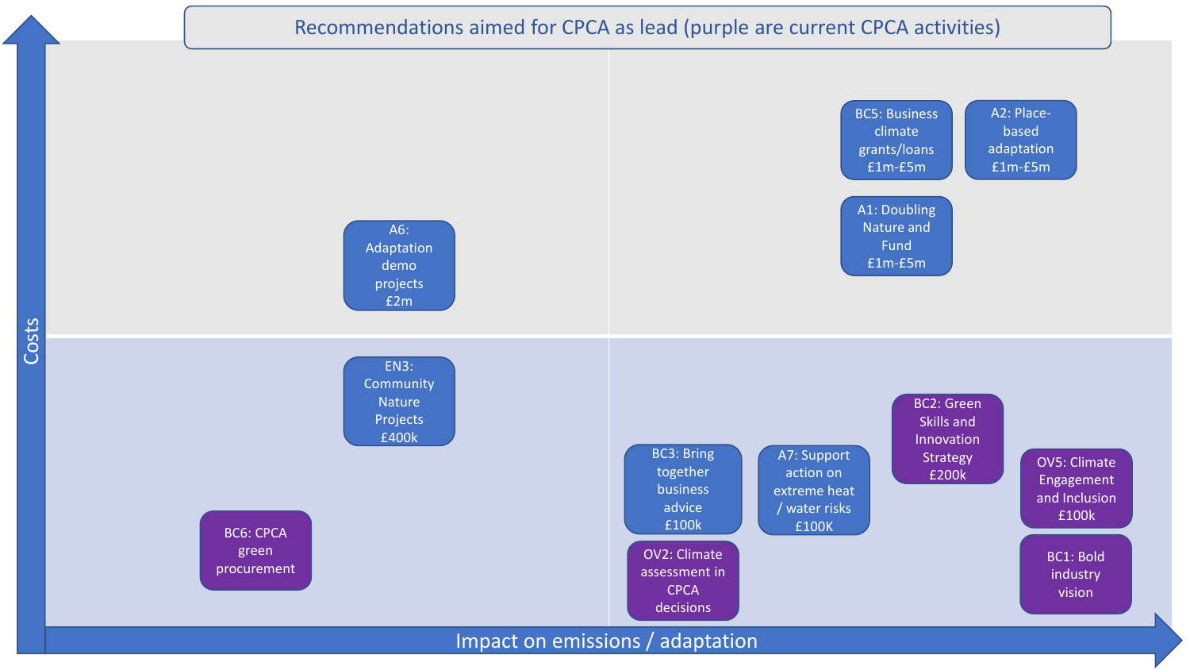# Recommendations aimed for CPCA as lead (purple are current CPCA activities)

**Axes:** Costs (vertical) / Impact on emissions / adaptation (horizontal)

**Higher cost, lower impact:**
- A6: Adaptation demo projects £2m

**Higher cost, higher impact:**
- BC5: Business climate grants/loans £1m-£5m
- A2: Place-based adaptation £1m-£5m
- A1: Doubling Nature and Fund £1m-£5m

**Lower cost, lower impact:**
- EN3: Community Nature Projects £400k
- BC6: CPCA green procurement (purple – current CPCA activity)

**Lower cost, higher impact:**
- BC3: Bring together business advice £100k
- OV2: Climate assessment in CPCA decisions (purple – current CPCA activity)
- A7: Support action on extreme heat / water risks £100K
- BC2: Green Skills and Innovation Strategy £200k (purple – current CPCA activity)
- OV5: Climate Engagement and Inclusion £100k (purple – current CPCA activity)
- BC1: Bold industry vision (purple – current CPCA activity)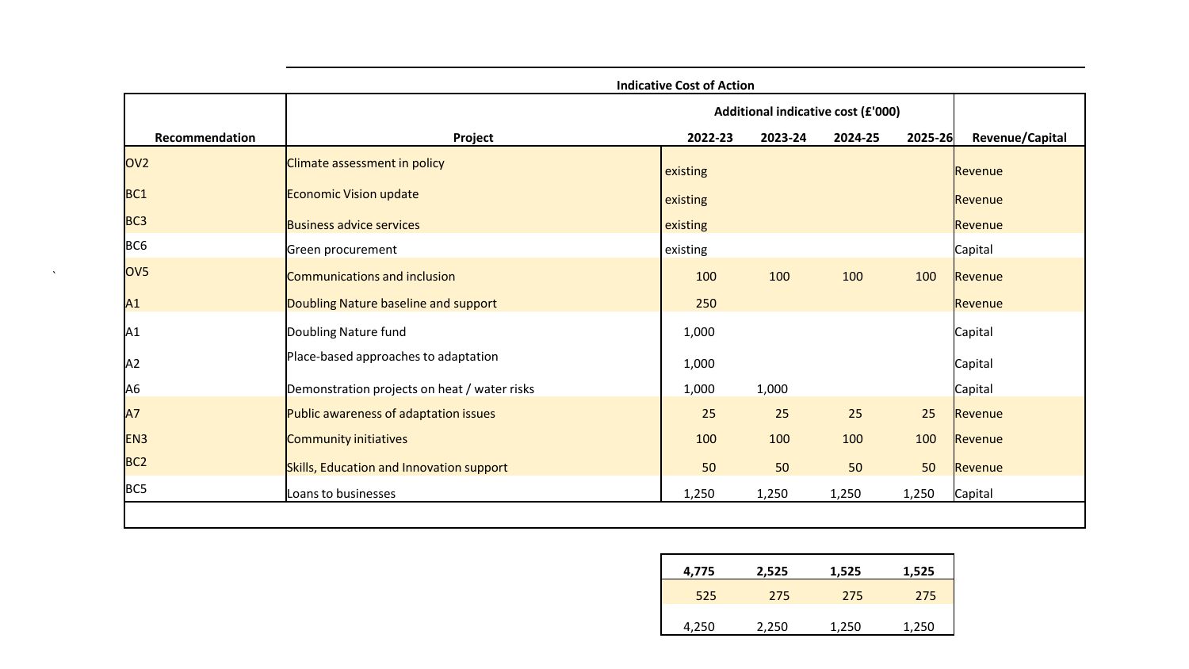**Indicative Cost of Action**

| Recommendation | Project | Additional indicative cost (£'000) 2022-23 | 2023-24 | 2024-25 | 2025-26 | Revenue/Capital |
|---|---|---|---|---|---|---|
| OV2 | Climate assessment in policy | existing | | | | Revenue |
| BC1 | Economic Vision update | existing | | | | Revenue |
| BC3 | Business advice services | existing | | | | Revenue |
| BC6 | Green procurement | existing | | | | Capital |
| OV5 | Communications and inclusion | 100 | 100 | 100 | 100 | Revenue |
| A1 | Doubling Nature baseline and support | 250 | | | | Revenue |
| A1 | Doubling Nature fund | 1,000 | | | | Capital |
| A2 | Place-based approaches to adaptation | 1,000 | | | | Capital |
| A6 | Demonstration projects on heat / water risks | 1,000 | 1,000 | | | Capital |
| A7 | Public awareness of adaptation issues | 25 | 25 | 25 | 25 | Revenue |
| EN3 | Community initiatives | 100 | 100 | 100 | 100 | Revenue |
| BC2 | Skills, Education and Innovation support | 50 | 50 | 50 | 50 | Revenue |
| BC5 | Loans to businesses | 1,250 | 1,250 | 1,250 | 1,250 | Capital |
| | | **4,775** | **2,525** | **1,525** | **1,525** | |
| | | 525 | 275 | 275 | 275 | |
| | | 4,250 | 2,250 | 1,250 | 1,250 | |